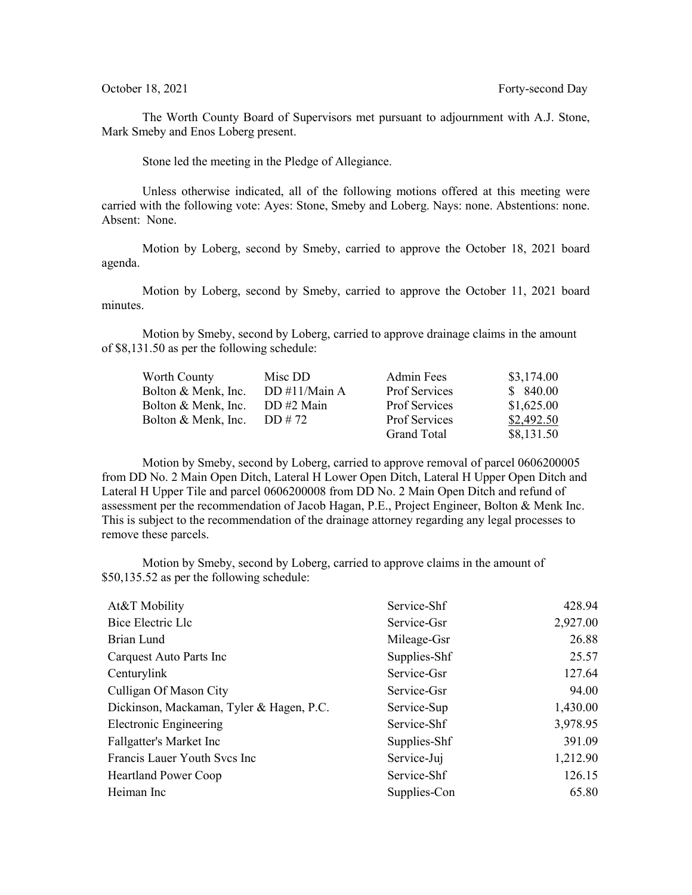October 18, 2021 Forty-second Day

The Worth County Board of Supervisors met pursuant to adjournment with A.J. Stone, Mark Smeby and Enos Loberg present.

Stone led the meeting in the Pledge of Allegiance.

Unless otherwise indicated, all of the following motions offered at this meeting were carried with the following vote: Ayes: Stone, Smeby and Loberg. Nays: none. Abstentions: none. Absent: None.

Motion by Loberg, second by Smeby, carried to approve the October 18, 2021 board agenda.

Motion by Loberg, second by Smeby, carried to approve the October 11, 2021 board minutes.

Motion by Smeby, second by Loberg, carried to approve drainage claims in the amount of $8,131.50 as per the following schedule:

| | | | |
|---|---|---|---|
| Worth County | Misc DD | Admin Fees | $3,174.00 |
| Bolton & Menk, Inc. | DD #11/Main A | Prof Services | $ 840.00 |
| Bolton & Menk, Inc. | DD #2 Main | Prof Services | $1,625.00 |
| Bolton & Menk, Inc. | DD # 72 | Prof Services | $2,492.50 |
| | | Grand Total | $8,131.50 |

Motion by Smeby, second by Loberg, carried to approve removal of parcel 0606200005 from DD No. 2 Main Open Ditch, Lateral H Lower Open Ditch, Lateral H Upper Open Ditch and Lateral H Upper Tile and parcel 0606200008 from DD No. 2 Main Open Ditch and refund of assessment per the recommendation of Jacob Hagan, P.E., Project Engineer, Bolton & Menk Inc. This is subject to the recommendation of the drainage attorney regarding any legal processes to remove these parcels.

Motion by Smeby, second by Loberg, carried to approve claims in the amount of $50,135.52 as per the following schedule:

| | | |
|---|---|---|
| At&T Mobility | Service-Shf | 428.94 |
| Bice Electric Llc | Service-Gsr | 2,927.00 |
| Brian Lund | Mileage-Gsr | 26.88 |
| Carquest Auto Parts Inc | Supplies-Shf | 25.57 |
| Centurylink | Service-Gsr | 127.64 |
| Culligan Of Mason City | Service-Gsr | 94.00 |
| Dickinson, Mackaman, Tyler & Hagen, P.C. | Service-Sup | 1,430.00 |
| Electronic Engineering | Service-Shf | 3,978.95 |
| Fallgatter's Market Inc | Supplies-Shf | 391.09 |
| Francis Lauer Youth Svcs Inc | Service-Juj | 1,212.90 |
| Heartland Power Coop | Service-Shf | 126.15 |
| Heiman Inc | Supplies-Con | 65.80 |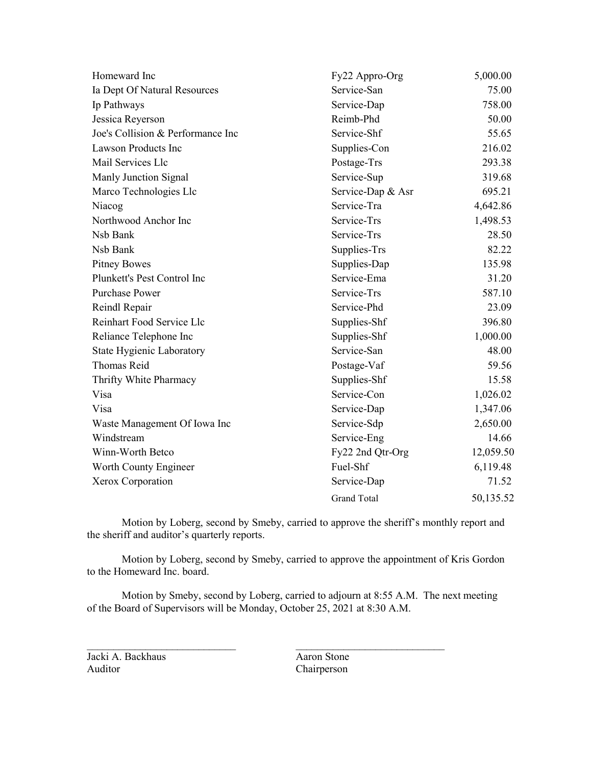| | | |
|---|---|---|
| Homeward Inc | Fy22 Appro-Org | 5,000.00 |
| Ia Dept Of Natural Resources | Service-San | 75.00 |
| Ip Pathways | Service-Dap | 758.00 |
| Jessica Reyerson | Reimb-Phd | 50.00 |
| Joe's Collision & Performance Inc | Service-Shf | 55.65 |
| Lawson Products Inc | Supplies-Con | 216.02 |
| Mail Services Llc | Postage-Trs | 293.38 |
| Manly Junction Signal | Service-Sup | 319.68 |
| Marco Technologies Llc | Service-Dap & Asr | 695.21 |
| Niacog | Service-Tra | 4,642.86 |
| Northwood Anchor Inc | Service-Trs | 1,498.53 |
| Nsb Bank | Service-Trs | 28.50 |
| Nsb Bank | Supplies-Trs | 82.22 |
| Pitney Bowes | Supplies-Dap | 135.98 |
| Plunkett's Pest Control Inc | Service-Ema | 31.20 |
| Purchase Power | Service-Trs | 587.10 |
| Reindl Repair | Service-Phd | 23.09 |
| Reinhart Food Service Llc | Supplies-Shf | 396.80 |
| Reliance Telephone Inc | Supplies-Shf | 1,000.00 |
| State Hygienic Laboratory | Service-San | 48.00 |
| Thomas Reid | Postage-Vaf | 59.56 |
| Thrifty White Pharmacy | Supplies-Shf | 15.58 |
| Visa | Service-Con | 1,026.02 |
| Visa | Service-Dap | 1,347.06 |
| Waste Management Of Iowa Inc | Service-Sdp | 2,650.00 |
| Windstream | Service-Eng | 14.66 |
| Winn-Worth Betco | Fy22 2nd Qtr-Org | 12,059.50 |
| Worth County Engineer | Fuel-Shf | 6,119.48 |
| Xerox Corporation | Service-Dap | 71.52 |
| | Grand Total | 50,135.52 |

Motion by Loberg, second by Smeby, carried to approve the sheriff's monthly report and the sheriff and auditor's quarterly reports.

Motion by Loberg, second by Smeby, carried to approve the appointment of Kris Gordon to the Homeward Inc. board.

Motion by Smeby, second by Loberg, carried to adjourn at 8:55 A.M. The next meeting of the Board of Supervisors will be Monday, October 25, 2021 at 8:30 A.M.

\_\_\_\_\_\_\_\_\_\_\_\_\_\_\_\_\_\_\_\_\_\_\_\_\_\_\_\_\_\_ \_\_\_\_\_\_\_\_\_\_\_\_\_\_\_\_\_\_\_\_\_\_\_\_\_\_\_\_\_\_

Jacki A. Backhaus
Auditor

Aaron Stone
Chairperson